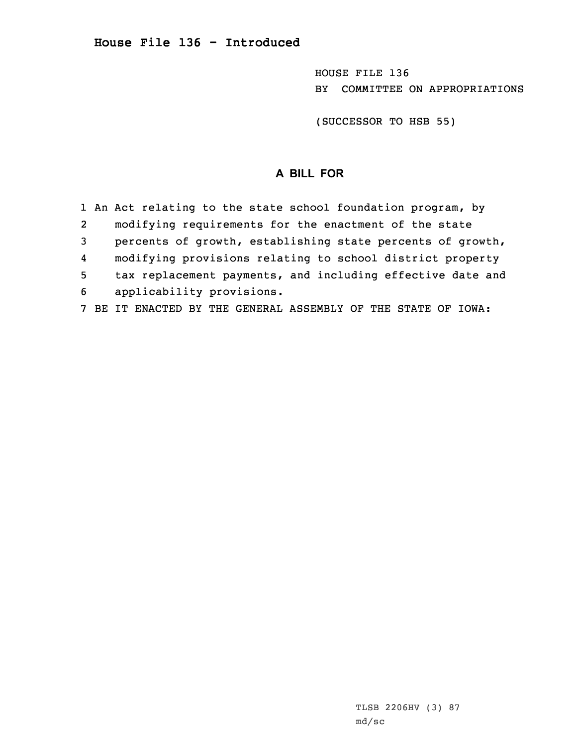# House File 136 - Introduced

HOUSE FILE 136
BY COMMITTEE ON APPROPRIATIONS

(SUCCESSOR TO HSB 55)

## A BILL FOR

1 An Act relating to the state school foundation program, by
2 modifying requirements for the enactment of the state
3 percents of growth, establishing state percents of growth,
4 modifying provisions relating to school district property
5 tax replacement payments, and including effective date and
6 applicability provisions.
7 BE IT ENACTED BY THE GENERAL ASSEMBLY OF THE STATE OF IOWA:

TLSB 2206HV (3) 87
md/sc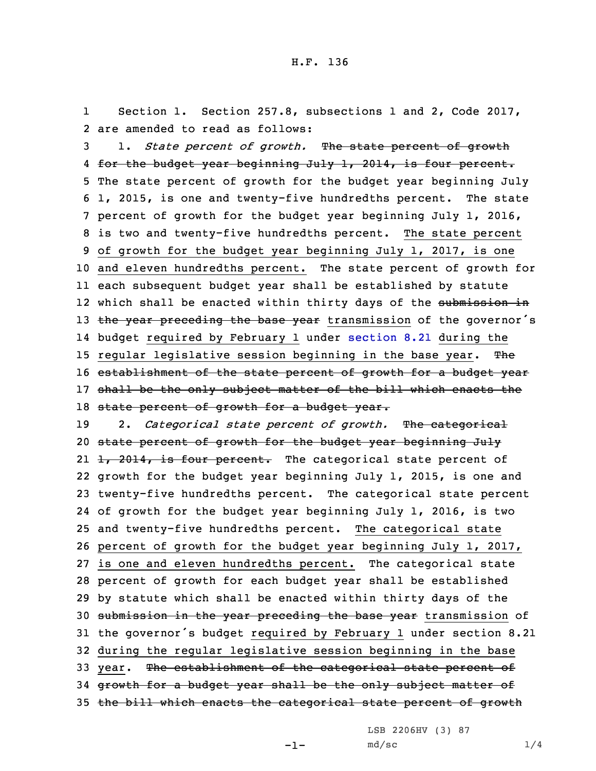Section 1. Section 257.8, subsections 1 and 2, Code 2017, are amended to read as follows:

1. *State percent of growth.* ~~The state percent of growth for the budget year beginning July 1, 2014, is four percent.~~ The state percent of growth for the budget year beginning July 1, 2015, is one and twenty-five hundredths percent. The state percent of growth for the budget year beginning July 1, 2016, is two and twenty-five hundredths percent. The state percent of growth for the budget year beginning July 1, 2017, is one and eleven hundredths percent. The state percent of growth for each subsequent budget year shall be established by statute which shall be enacted within thirty days of the ~~submission in the year preceding the base year~~ transmission of the governor's budget required by February 1 under section 8.21 during the regular legislative session beginning in the base year. ~~The establishment of the state percent of growth for a budget year shall be the only subject matter of the bill which enacts the state percent of growth for a budget year.~~

2. *Categorical state percent of growth.* ~~The categorical state percent of growth for the budget year beginning July 1, 2014, is four percent.~~ The categorical state percent of growth for the budget year beginning July 1, 2015, is one and twenty-five hundredths percent. The categorical state percent of growth for the budget year beginning July 1, 2016, is two and twenty-five hundredths percent. The categorical state percent of growth for the budget year beginning July 1, 2017, is one and eleven hundredths percent. The categorical state percent of growth for each budget year shall be established by statute which shall be enacted within thirty days of the ~~submission in the year preceding the base year~~ transmission of the governor's budget required by February 1 under section 8.21 during the regular legislative session beginning in the base year. ~~The establishment of the categorical state percent of growth for a budget year shall be the only subject matter of the bill which enacts the categorical state percent of growth~~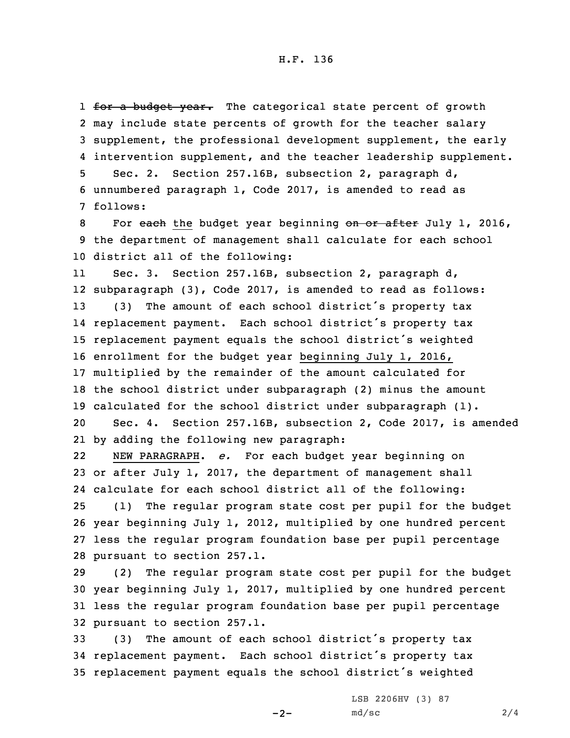~~for a budget year.~~ The categorical state percent of growth may include state percents of growth for the teacher salary supplement, the professional development supplement, the early intervention supplement, and the teacher leadership supplement.

Sec. 2. Section 257.16B, subsection 2, paragraph d, unnumbered paragraph 1, Code 2017, is amended to read as follows:

For ~~each~~ the budget year beginning ~~on or after~~ July 1, 2016, the department of management shall calculate for each school district all of the following:

Sec. 3. Section 257.16B, subsection 2, paragraph d, subparagraph (3), Code 2017, is amended to read as follows:

(3) The amount of each school district's property tax replacement payment. Each school district's property tax replacement payment equals the school district's weighted enrollment for the budget year beginning July 1, 2016, multiplied by the remainder of the amount calculated for the school district under subparagraph (2) minus the amount calculated for the school district under subparagraph (1).

Sec. 4. Section 257.16B, subsection 2, Code 2017, is amended by adding the following new paragraph:

NEW PARAGRAPH. *e.* For each budget year beginning on or after July 1, 2017, the department of management shall calculate for each school district all of the following:

(1) The regular program state cost per pupil for the budget year beginning July 1, 2012, multiplied by one hundred percent less the regular program foundation base per pupil percentage pursuant to section 257.1.

(2) The regular program state cost per pupil for the budget year beginning July 1, 2017, multiplied by one hundred percent less the regular program foundation base per pupil percentage pursuant to section 257.1.

(3) The amount of each school district's property tax replacement payment. Each school district's property tax replacement payment equals the school district's weighted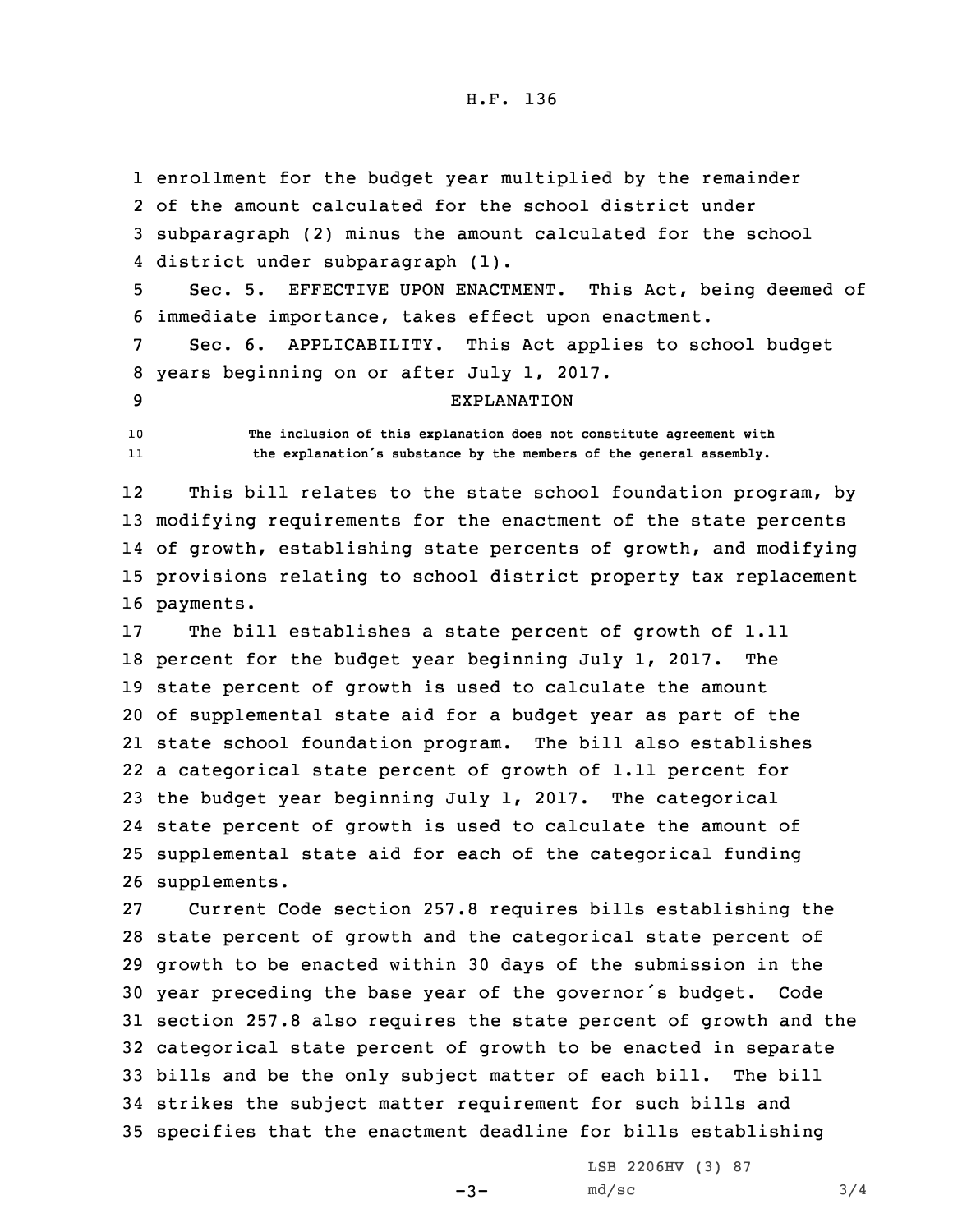enrollment for the budget year multiplied by the remainder of the amount calculated for the school district under subparagraph (2) minus the amount calculated for the school district under subparagraph (1).

Sec. 5. EFFECTIVE UPON ENACTMENT. This Act, being deemed of immediate importance, takes effect upon enactment.

Sec. 6. APPLICABILITY. This Act applies to school budget years beginning on or after July 1, 2017.

EXPLANATION

The inclusion of this explanation does not constitute agreement with the explanation's substance by the members of the general assembly.

This bill relates to the state school foundation program, by modifying requirements for the enactment of the state percents of growth, establishing state percents of growth, and modifying provisions relating to school district property tax replacement payments.

The bill establishes a state percent of growth of 1.11 percent for the budget year beginning July 1, 2017. The state percent of growth is used to calculate the amount of supplemental state aid for a budget year as part of the state school foundation program. The bill also establishes a categorical state percent of growth of 1.11 percent for the budget year beginning July 1, 2017. The categorical state percent of growth is used to calculate the amount of supplemental state aid for each of the categorical funding supplements.

Current Code section 257.8 requires bills establishing the state percent of growth and the categorical state percent of growth to be enacted within 30 days of the submission in the year preceding the base year of the governor's budget. Code section 257.8 also requires the state percent of growth and the categorical state percent of growth to be enacted in separate bills and be the only subject matter of each bill. The bill strikes the subject matter requirement for such bills and specifies that the enactment deadline for bills establishing

LSB 2206HV (3) 87
md/sc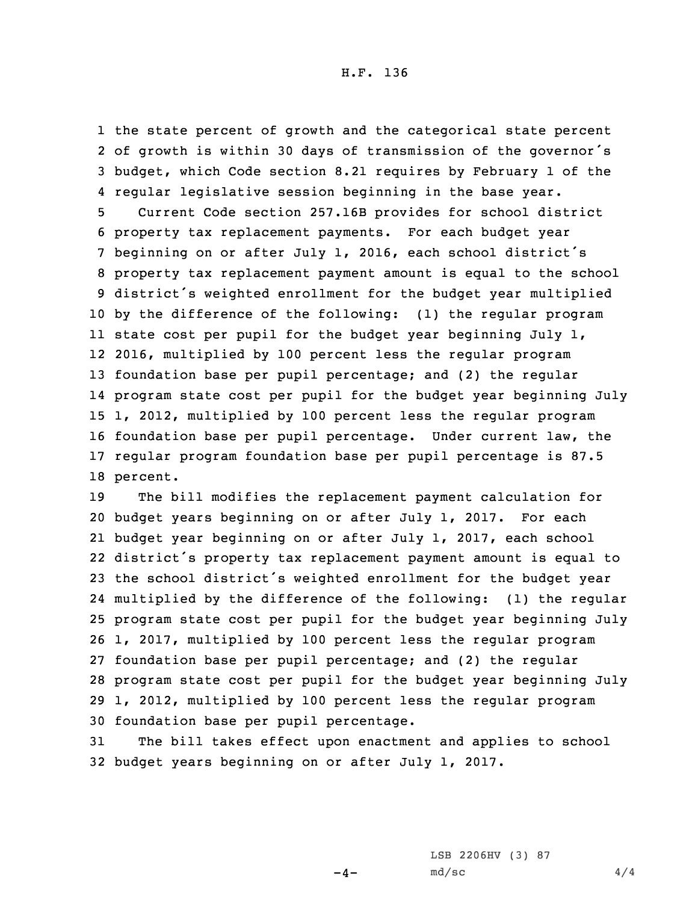the state percent of growth and the categorical state percent of growth is within 30 days of transmission of the governor's budget, which Code section 8.21 requires by February 1 of the regular legislative session beginning in the base year.

Current Code section 257.16B provides for school district property tax replacement payments. For each budget year beginning on or after July 1, 2016, each school district's property tax replacement payment amount is equal to the school district's weighted enrollment for the budget year multiplied by the difference of the following: (1) the regular program state cost per pupil for the budget year beginning July 1, 2016, multiplied by 100 percent less the regular program foundation base per pupil percentage; and (2) the regular program state cost per pupil for the budget year beginning July 1, 2012, multiplied by 100 percent less the regular program foundation base per pupil percentage. Under current law, the regular program foundation base per pupil percentage is 87.5 percent.

The bill modifies the replacement payment calculation for budget years beginning on or after July 1, 2017. For each budget year beginning on or after July 1, 2017, each school district's property tax replacement payment amount is equal to the school district's weighted enrollment for the budget year multiplied by the difference of the following: (1) the regular program state cost per pupil for the budget year beginning July 1, 2017, multiplied by 100 percent less the regular program foundation base per pupil percentage; and (2) the regular program state cost per pupil for the budget year beginning July 1, 2012, multiplied by 100 percent less the regular program foundation base per pupil percentage.

The bill takes effect upon enactment and applies to school budget years beginning on or after July 1, 2017.

LSB 2206HV (3) 87
md/sc